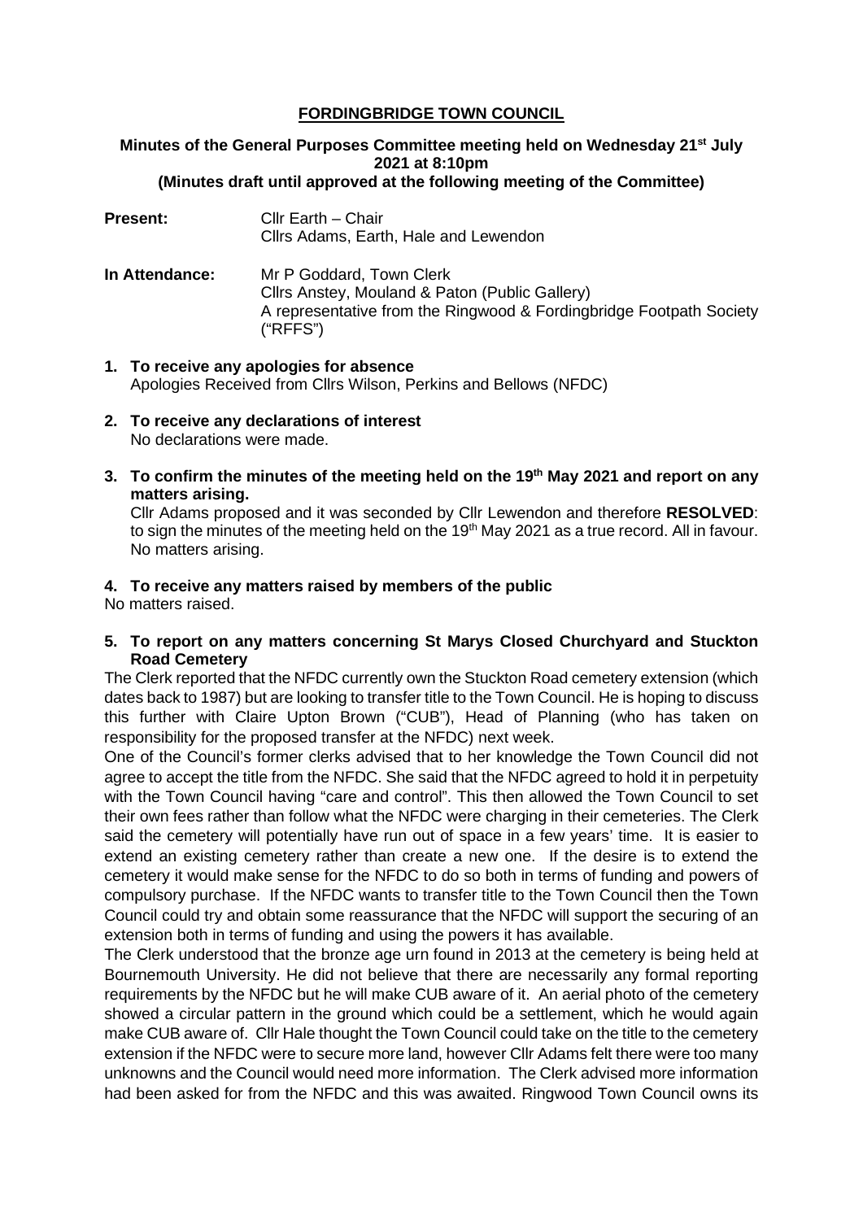# FORDINGBRIDGE TOWN COUNCIL

**Minutes of the General Purposes Committee meeting held on Wednesday 21st July 2021 at 8:10pm**
**(Minutes draft until approved at the following meeting of the Committee)**

**Present:** Cllr Earth – Chair
Cllrs Adams, Earth, Hale and Lewendon

**In Attendance:** Mr P Goddard, Town Clerk
Cllrs Anstey, Mouland & Paton (Public Gallery)
A representative from the Ringwood & Fordingbridge Footpath Society ("RFFS")

**1. To receive any apologies for absence**
Apologies Received from Cllrs Wilson, Perkins and Bellows (NFDC)

**2. To receive any declarations of interest**
No declarations were made.

**3. To confirm the minutes of the meeting held on the 19th May 2021 and report on any matters arising.**
Cllr Adams proposed and it was seconded by Cllr Lewendon and therefore **RESOLVED**: to sign the minutes of the meeting held on the 19th May 2021 as a true record. All in favour. No matters arising.

**4. To receive any matters raised by members of the public**
No matters raised.

**5. To report on any matters concerning St Marys Closed Churchyard and Stuckton Road Cemetery**
The Clerk reported that the NFDC currently own the Stuckton Road cemetery extension (which dates back to 1987) but are looking to transfer title to the Town Council. He is hoping to discuss this further with Claire Upton Brown ("CUB"), Head of Planning (who has taken on responsibility for the proposed transfer at the NFDC) next week.
One of the Council's former clerks advised that to her knowledge the Town Council did not agree to accept the title from the NFDC. She said that the NFDC agreed to hold it in perpetuity with the Town Council having "care and control". This then allowed the Town Council to set their own fees rather than follow what the NFDC were charging in their cemeteries. The Clerk said the cemetery will potentially have run out of space in a few years' time. It is easier to extend an existing cemetery rather than create a new one. If the desire is to extend the cemetery it would make sense for the NFDC to do so both in terms of funding and powers of compulsory purchase. If the NFDC wants to transfer title to the Town Council then the Town Council could try and obtain some reassurance that the NFDC will support the securing of an extension both in terms of funding and using the powers it has available.
The Clerk understood that the bronze age urn found in 2013 at the cemetery is being held at Bournemouth University. He did not believe that there are necessarily any formal reporting requirements by the NFDC but he will make CUB aware of it. An aerial photo of the cemetery showed a circular pattern in the ground which could be a settlement, which he would again make CUB aware of. Cllr Hale thought the Town Council could take on the title to the cemetery extension if the NFDC were to secure more land, however Cllr Adams felt there were too many unknowns and the Council would need more information. The Clerk advised more information had been asked for from the NFDC and this was awaited. Ringwood Town Council owns its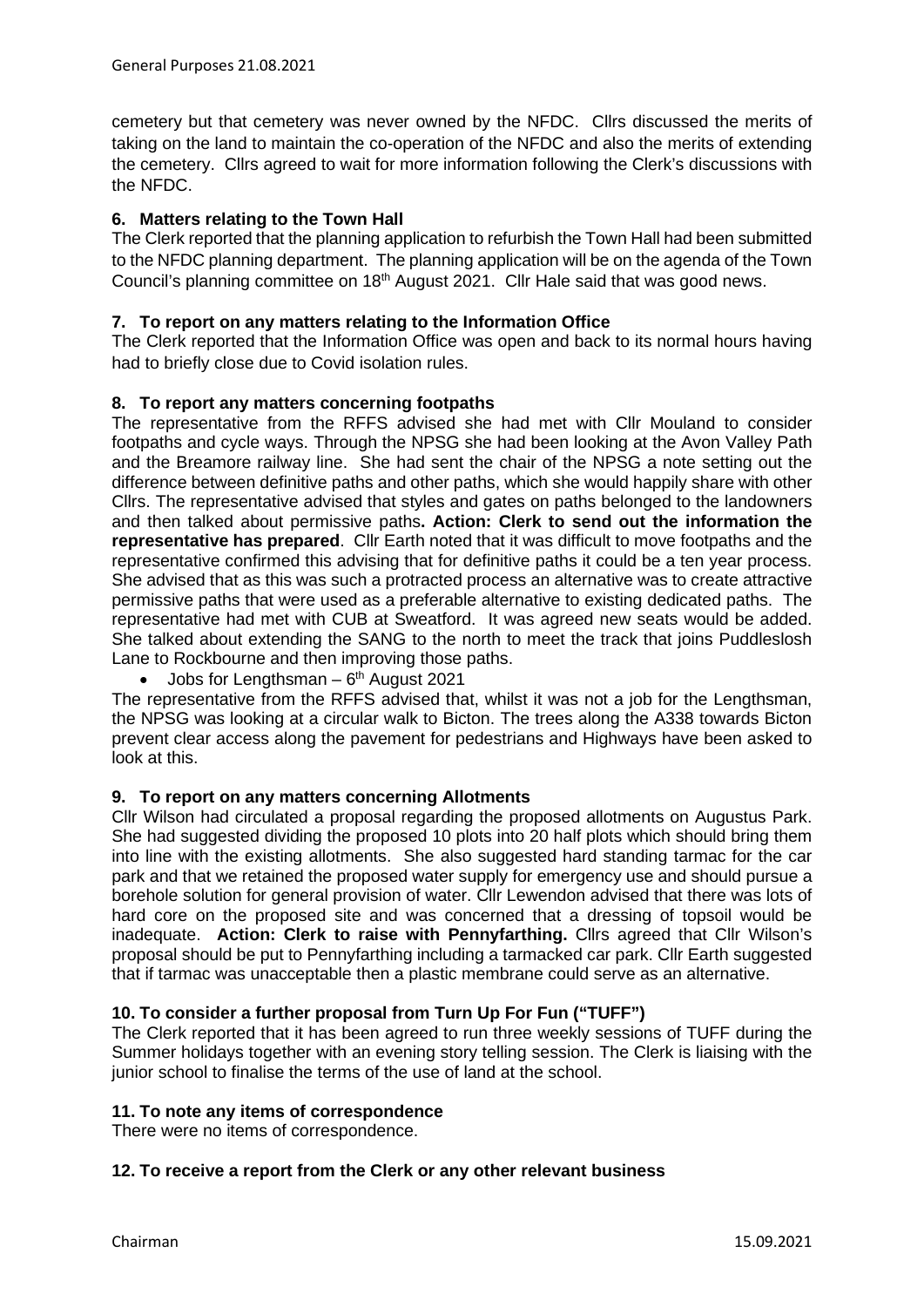cemetery but that cemetery was never owned by the NFDC. Cllrs discussed the merits of taking on the land to maintain the co-operation of the NFDC and also the merits of extending the cemetery. Cllrs agreed to wait for more information following the Clerk's discussions with the NFDC.

**6. Matters relating to the Town Hall**

The Clerk reported that the planning application to refurbish the Town Hall had been submitted to the NFDC planning department. The planning application will be on the agenda of the Town Council's planning committee on 18th August 2021. Cllr Hale said that was good news.

**7. To report on any matters relating to the Information Office**

The Clerk reported that the Information Office was open and back to its normal hours having had to briefly close due to Covid isolation rules.

**8. To report any matters concerning footpaths**

The representative from the RFFS advised she had met with Cllr Mouland to consider footpaths and cycle ways. Through the NPSG she had been looking at the Avon Valley Path and the Breamore railway line. She had sent the chair of the NPSG a note setting out the difference between definitive paths and other paths, which she would happily share with other Cllrs. The representative advised that styles and gates on paths belonged to the landowners and then talked about permissive paths**. Action: Clerk to send out the information the representative has prepared**. Cllr Earth noted that it was difficult to move footpaths and the representative confirmed this advising that for definitive paths it could be a ten year process. She advised that as this was such a protracted process an alternative was to create attractive permissive paths that were used as a preferable alternative to existing dedicated paths. The representative had met with CUB at Sweatford. It was agreed new seats would be added. She talked about extending the SANG to the north to meet the track that joins Puddleslosh Lane to Rockbourne and then improving those paths.

- Jobs for Lengthsman – 6th August 2021

The representative from the RFFS advised that, whilst it was not a job for the Lengthsman, the NPSG was looking at a circular walk to Bicton. The trees along the A338 towards Bicton prevent clear access along the pavement for pedestrians and Highways have been asked to look at this.

**9. To report on any matters concerning Allotments**

Cllr Wilson had circulated a proposal regarding the proposed allotments on Augustus Park. She had suggested dividing the proposed 10 plots into 20 half plots which should bring them into line with the existing allotments. She also suggested hard standing tarmac for the car park and that we retained the proposed water supply for emergency use and should pursue a borehole solution for general provision of water. Cllr Lewendon advised that there was lots of hard core on the proposed site and was concerned that a dressing of topsoil would be inadequate. **Action: Clerk to raise with Pennyfarthing.** Cllrs agreed that Cllr Wilson's proposal should be put to Pennyfarthing including a tarmacked car park. Cllr Earth suggested that if tarmac was unacceptable then a plastic membrane could serve as an alternative.

**10. To consider a further proposal from Turn Up For Fun ("TUFF")**

The Clerk reported that it has been agreed to run three weekly sessions of TUFF during the Summer holidays together with an evening story telling session. The Clerk is liaising with the junior school to finalise the terms of the use of land at the school.

**11. To note any items of correspondence**

There were no items of correspondence.

**12. To receive a report from the Clerk or any other relevant business**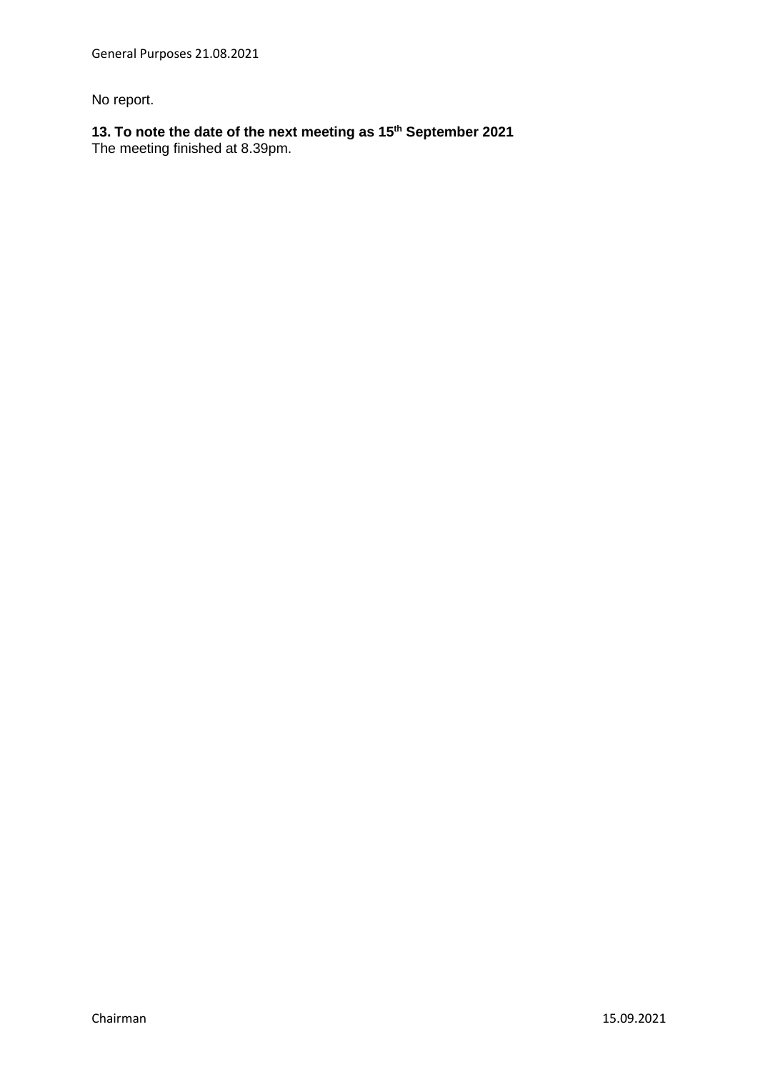No report.

**13. To note the date of the next meeting as 15th September 2021**
The meeting finished at 8.39pm.

Chairman 15.09.2021